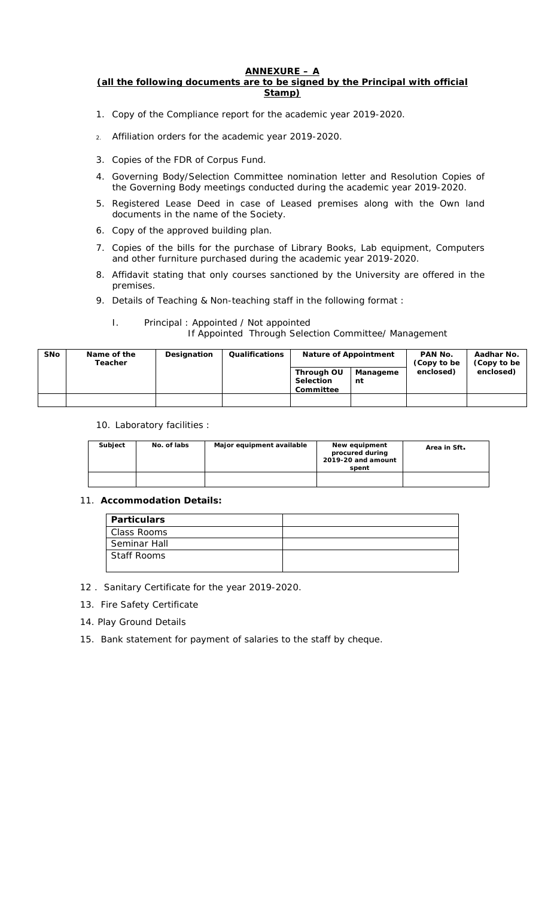## ANNEXURE – A

**(all the following documents are to be signed by the Principal with official Stamp)**

1. Copy of the Compliance report for the academic year 2019-2020.
2. Affiliation orders for the academic year 2019-2020.
3. Copies of the FDR of Corpus Fund.
4. Governing Body/Selection Committee nomination letter and Resolution Copies of the Governing Body meetings conducted during the academic year 2019-2020.
5. Registered Lease Deed in case of Leased premises along with the Own land documents in the name of the Society.
6. Copy of the approved building plan.
7. Copies of the bills for the purchase of Library Books, Lab equipment, Computers and other furniture purchased during the academic year 2019-2020.
8. Affidavit stating that only courses sanctioned by the University are offered in the premises.
9. Details of Teaching & Non-teaching staff in the following format :

   I. Principal : Appointed / Not appointed
      If Appointed Through Selection Committee/ Management

| SNo | Name of the Teacher | Designation | Qualifications | Nature of Appointment | | PAN No. (Copy to be enclosed) | Aadhar No. (Copy to be enclosed) |
|---|---|---|---|---|---|---|---|
| | | | | Through OU Selection Committee | Management | | |
| | | | | | | | |

10. Laboratory facilities :

| Subject | No. of labs | Major equipment available | New equipment procured during 2019-20 and amount spent | Area in Sft. |
|---|---|---|---|---|
| | | | | |

11. **Accommodation Details:**

| Particulars | |
|---|---|
| Class Rooms | |
| Seminar Hall | |
| Staff Rooms | |

12. Sanitary Certificate for the year 2019-2020.
13. Fire Safety Certificate
14. Play Ground Details
15. Bank statement for payment of salaries to the staff by cheque.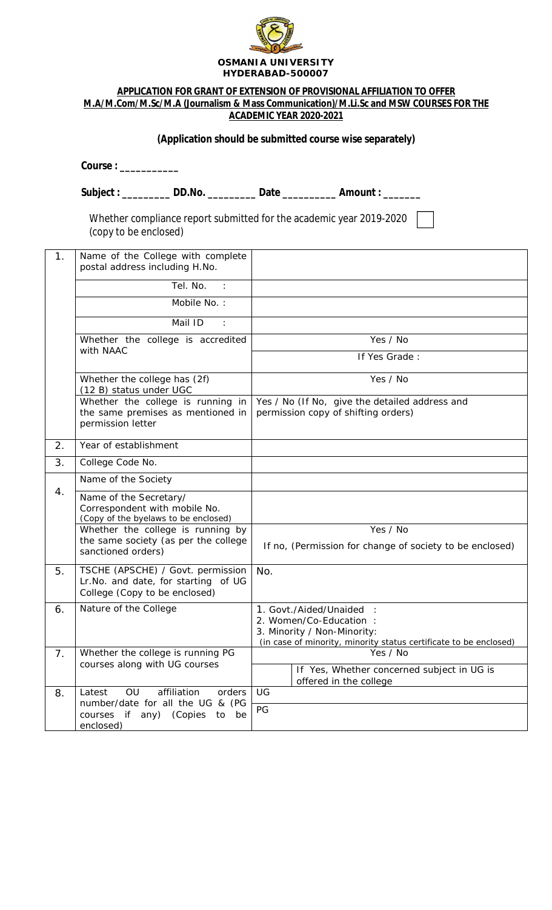**OSMANIA UNIVERSITY**
**HYDERABAD-500007**

**APPLICATION FOR GRANT OF EXTENSION OF PROVISIONAL AFFILIATION TO OFFER M.A/M.Com/M.Sc/M.A (Journalism & Mass Communication)/M.Li.Sc and MSW COURSES FOR THE ACADEMIC YEAR 2020-2021**

**(Application should be submitted course wise separately)**

**Course : ___________**

**Subject : _________ DD.No. _________ Date __________ Amount : _______**

Whether compliance report submitted for the academic year 2019-2020 (copy to be enclosed) ☐

| | | |
|---|---|---|
| 1. | Name of the College with complete postal address including H.No. | |
| | Tel. No. : | |
| | Mobile No. : | |
| | Mail ID : | |
| | Whether the college is accredited with NAAC | Yes / No |
| | | If Yes Grade : |
| | Whether the college has (2f) (12 B) status under UGC | Yes / No |
| | Whether the college is running in the same premises as mentioned in permission letter | Yes / No (If No, give the detailed address and permission copy of shifting orders) |
| 2. | Year of establishment | |
| 3. | College Code No. | |
| 4. | Name of the Society | |
| | Name of the Secretary/ Correspondent with mobile No. (Copy of the byelaws to be enclosed) | |
| | Whether the college is running by the same society (as per the college sanctioned orders) | Yes / No<br>If no, (Permission for change of society to be enclosed) |
| 5. | TSCHE (APSCHE) / Govt. permission Lr.No. and date, for starting of UG College (Copy to be enclosed) | No. |
| 6. | Nature of the College | 1. Govt./Aided/Unaided :<br>2. Women/Co-Education :<br>3. Minority / Non-Minority:<br>(in case of minority, minority status certificate to be enclosed) |
| 7. | Whether the college is running PG courses along with UG courses | Yes / No |
| | | If Yes, Whether concerned subject in UG is offered in the college |
| 8. | Latest OU affiliation orders number/date for all the UG & (PG courses if any) (Copies to be enclosed) | UG |
| | | PG |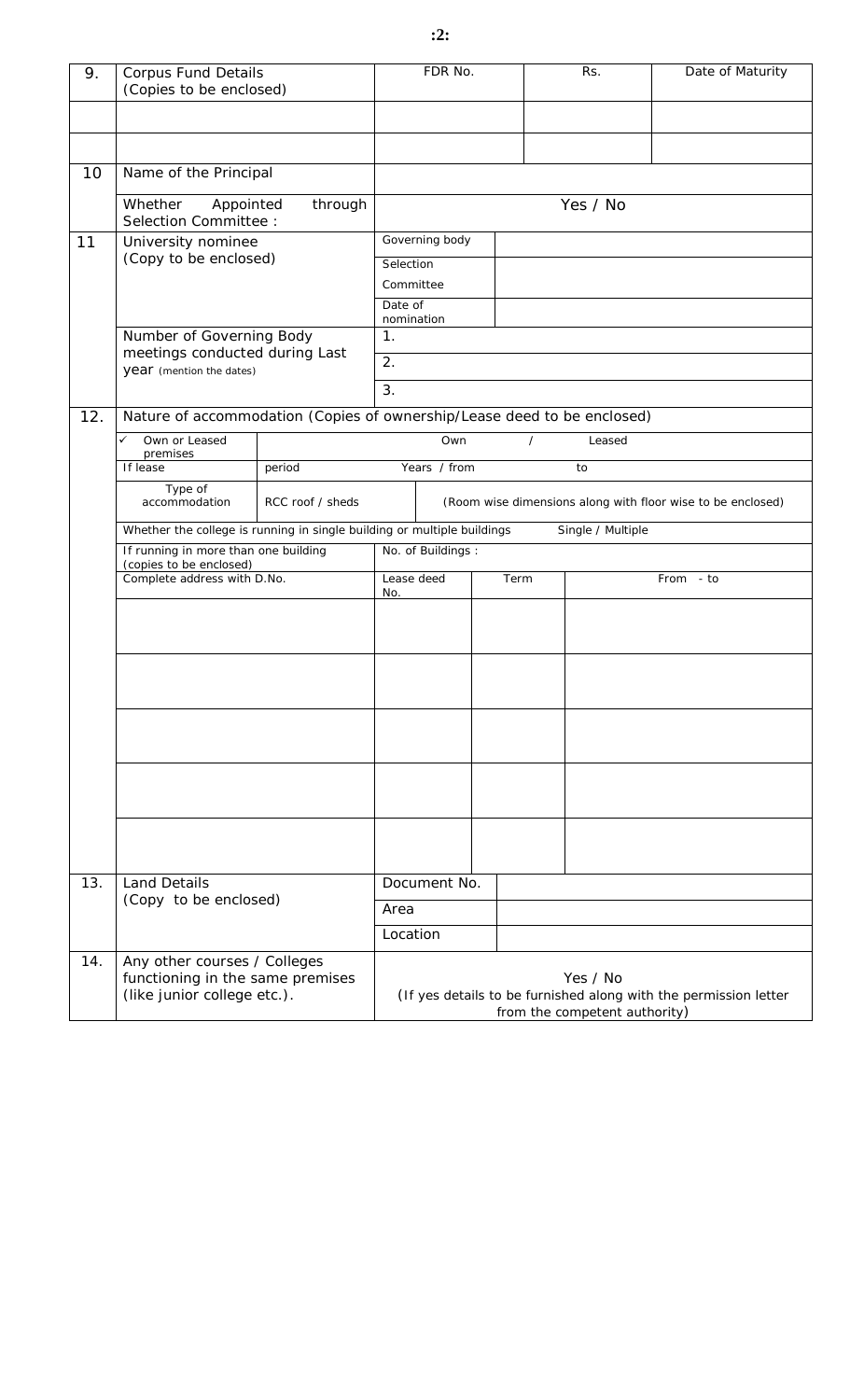| 9. | Corpus Fund Details (Copies to be enclosed) | FDR No. | Rs. | Date of Maturity |
|---|---|---|---|---|
| | | | | |
| | | | | |
| 10 | Name of the Principal | | | |
| | Whether Appointed through Selection Committee : | Yes / No | | |
| 11 | University nominee (Copy to be enclosed) | Governing body | | |
| | | Selection Committee | | |
| | | Date of nomination | | |
| | Number of Governing Body meetings conducted during Last year (mention the dates) | 1. | | |
| | | 2. | | |
| | | 3. | | |

**12.** Nature of accommodation (Copies of ownership/Lease deed to be enclosed)

| ✓ Own or Leased premises | | Own / Leased | | |
|---|---|---|---|---|
| If lease | period | Years / from | to | |
| Type of accommodation | RCC roof / sheds | (Room wise dimensions along with floor wise to be enclosed) | | |
| Whether the college is running in single building or multiple buildings | | Single / Multiple | | |
| If running in more than one building (copies to be enclosed) | | No. of Buildings : | | |
| Complete address with D.No. | | Lease deed No. | Term | From - to |
| | | | | |
| | | | | |
| | | | | |
| | | | | |
| | | | | |

| 13. | Land Details (Copy to be enclosed) | Document No. | |
|---|---|---|---|
| | | Area | |
| | | Location | |
| 14. | Any other courses / Colleges functioning in the same premises (like junior college etc.). | Yes / No (If yes details to be furnished along with the permission letter from the competent authority) | |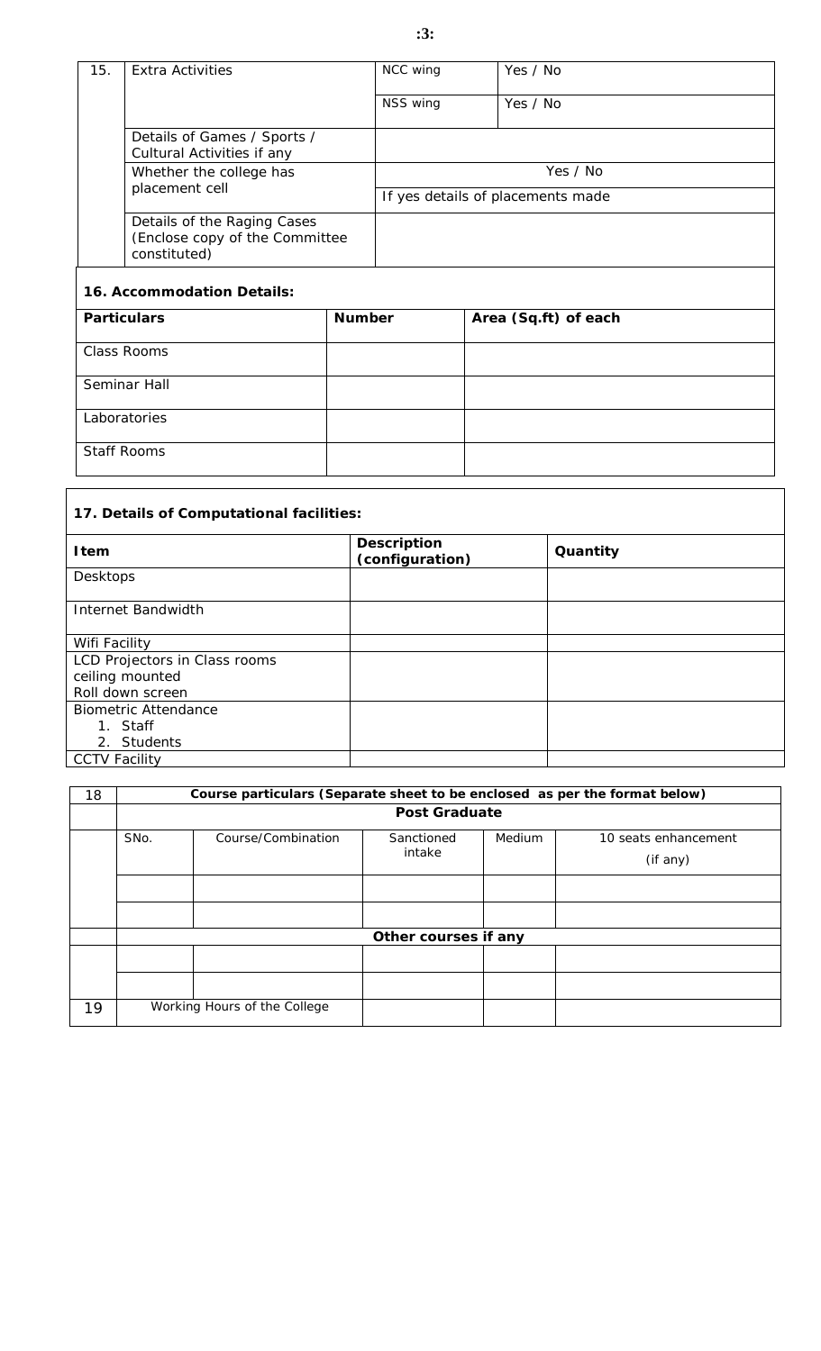| 15. | Extra Activities | NCC wing | Yes / No |
|---|---|---|---|
| | | NSS wing | Yes / No |
| | Details of Games / Sports / Cultural Activities if any | | |
| | Whether the college has placement cell | Yes / No | |
| | | If yes details of placements made | |
| | Details of the Raging Cases (Enclose copy of the Committee constituted) | | |

**16. Accommodation Details:**

| Particulars | Number | Area (Sq.ft) of each |
|---|---|---|
| Class Rooms | | |
| Seminar Hall | | |
| Laboratories | | |
| Staff Rooms | | |

**17. Details of Computational facilities:**

| Item | Description (configuration) | Quantity |
|---|---|---|
| Desktops | | |
| Internet Bandwidth | | |
| Wifi Facility | | |
| LCD Projectors in Class rooms ceiling mounted Roll down screen | | |
| Biometric Attendance 1. Staff 2. Students | | |
| CCTV Facility | | |

| 18 | Course particulars (Separate sheet to be enclosed as per the format below) | | | | |
|---|---|---|---|---|---|
| | **Post Graduate** | | | | |
| | SNo. | Course/Combination | Sanctioned intake | Medium | 10 seats enhancement (if any) |
| | | | | | |
| | | | | | |
| | **Other courses if any** | | | | |
| | | | | | |
| | | | | | |
| 19 | Working Hours of the College | | | | |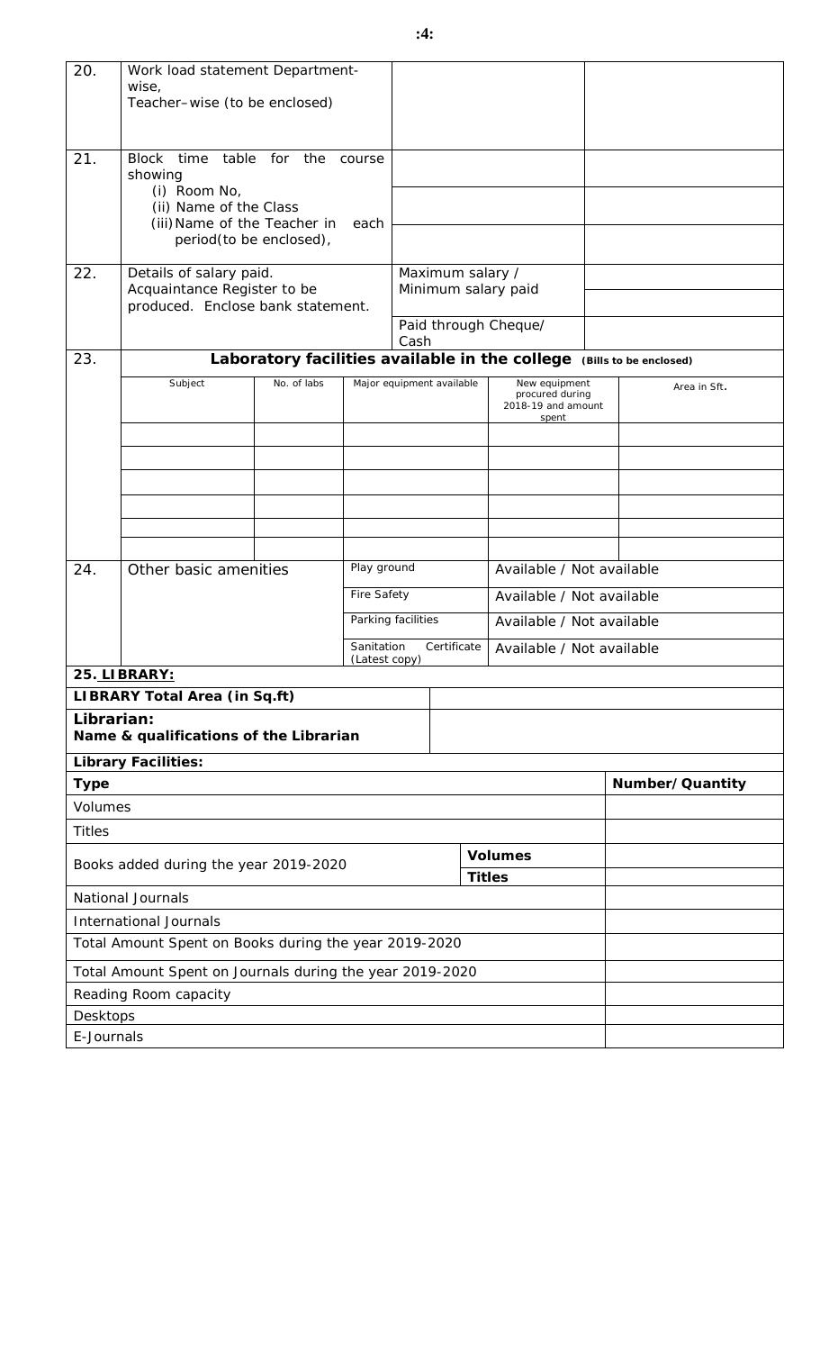| 20. | Work load statement Department-wise, Teacher–wise (to be enclosed) | | |
|---|---|---|---|
| 21. | Block time table for the course showing (i) Room No, (ii) Name of the Class (iii) Name of the Teacher in each period(to be enclosed), | | |
| 22. | Details of salary paid. Acquaintance Register to be produced. Enclose bank statement. | Maximum salary / Minimum salary paid | |
| | | Paid through Cheque/ Cash | |

**23. Laboratory facilities available in the college** (Bills to be enclosed)

| Subject | No. of labs | Major equipment available | New equipment procured during 2018-19 and amount spent | Area in Sft. |
|---|---|---|---|---|
| | | | | |
| | | | | |
| | | | | |
| | | | | |
| | | | | |
| | | | | |

| 24. | Other basic amenities | |
|---|---|---|
| | Play ground | Available / Not available |
| | Fire Safety | Available / Not available |
| | Parking facilities | Available / Not available |
| | Sanitation Certificate (Latest copy) | Available / Not available |

**25. LIBRARY:**

| **LIBRARY Total Area (in Sq.ft)** | |
|---|---|
| **Librarian:** **Name & qualifications of the Librarian** | |

**Library Facilities:**

| **Type** | | **Number/Quantity** |
|---|---|---|
| Volumes | | |
| Titles | | |
| Books added during the year 2019-2020 | **Volumes** | |
| | **Titles** | |
| National Journals | | |
| International Journals | | |
| Total Amount Spent on Books during the year 2019-2020 | | |
| Total Amount Spent on Journals during the year 2019-2020 | | |
| Reading Room capacity | | |
| Desktops | | |
| E-Journals | | |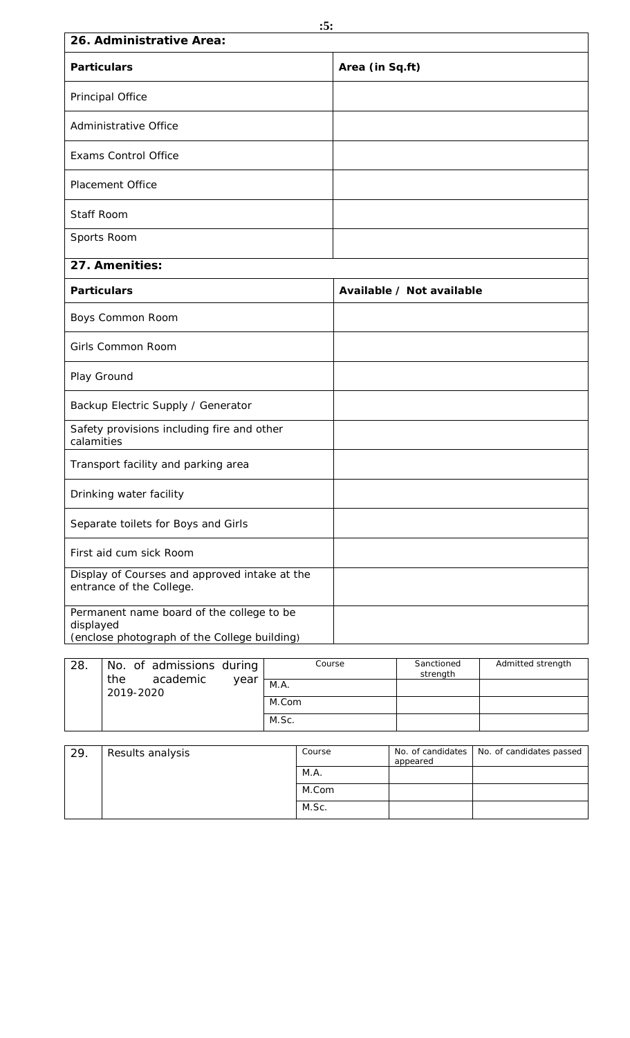| 26. Administrative Area: | |
|---|---|
| **Particulars** | **Area (in Sq.ft)** |
| Principal Office | |
| Administrative Office | |
| Exams Control Office | |
| Placement Office | |
| Staff Room | |
| Sports Room | |

| 27. Amenities: | |
|---|---|
| **Particulars** | **Available / Not available** |
| Boys Common Room | |
| Girls Common Room | |
| Play Ground | |
| Backup Electric Supply / Generator | |
| Safety provisions including fire and other calamities | |
| Transport facility and parking area | |
| Drinking water facility | |
| Separate toilets for Boys and Girls | |
| First aid cum sick Room | |
| Display of Courses and approved intake at the entrance of the College. | |
| Permanent name board of the college to be displayed (enclose photograph of the College building) | |

| 28. | No. of admissions during the academic year 2019-2020 | Course | Sanctioned strength | Admitted strength |
|---|---|---|---|---|
| | | M.A. | | |
| | | M.Com | | |
| | | M.Sc. | | |

| 29. | Results analysis | Course | No. of candidates appeared | No. of candidates passed |
|---|---|---|---|---|
| | | M.A. | | |
| | | M.Com | | |
| | | M.Sc. | | |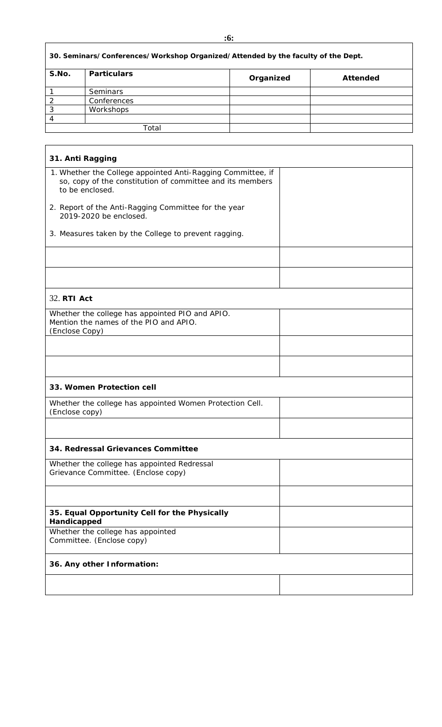**30. Seminars/Conferences/Workshop Organized/Attended by the faculty of the Dept.**

| S.No. | Particulars | Organized | Attended |
|---|---|---|---|
| 1 | Seminars | | |
| 2 | Conferences | | |
| 3 | Workshops | | |
| 4 | | | |
| Total | | | |

**31. Anti Ragging**

| | |
|---|---|
| 1. Whether the College appointed Anti-Ragging Committee, if so, copy of the constitution of committee and its members to be enclosed.<br>2. Report of the Anti-Ragging Committee for the year 2019-2020 be enclosed.<br>3. Measures taken by the College to prevent ragging. | |
| | |
| | |

**32. RTI Act**

| | |
|---|---|
| Whether the college has appointed PIO and APIO. Mention the names of the PIO and APIO. (Enclose Copy) | |
| | |
| | |

**33. Women Protection cell**

| | |
|---|---|
| Whether the college has appointed Women Protection Cell. (Enclose copy) | |
| | |

**34. Redressal Grievances Committee**

| | |
|---|---|
| Whether the college has appointed Redressal Grievance Committee. (Enclose copy) | |
| | |

**35. Equal Opportunity Cell for the Physically Handicapped**

| | |
|---|---|
| Whether the college has appointed Committee. (Enclose copy) | |

**36. Any other Information:**

| | |
|---|---|
| | |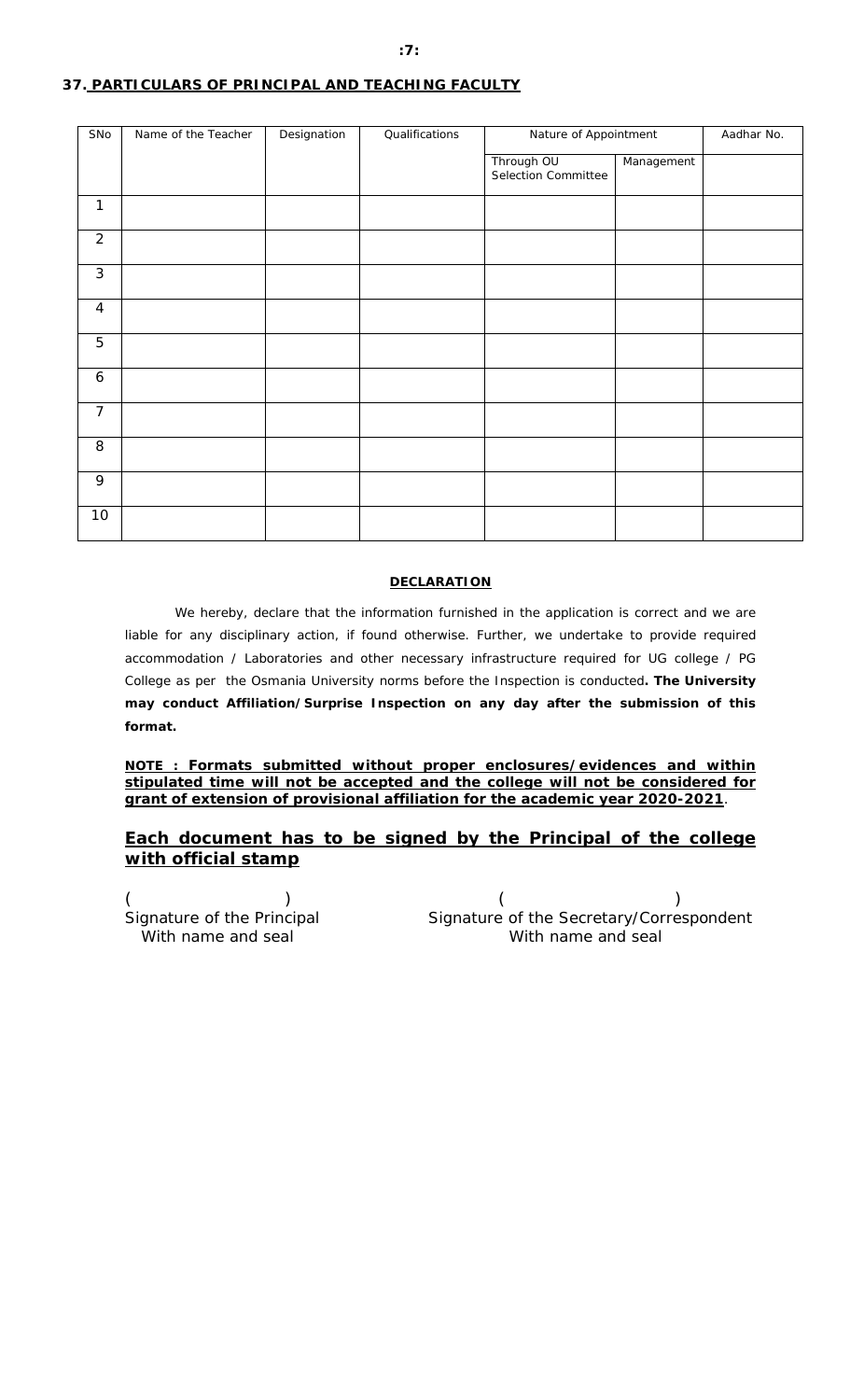## 37. PARTICULARS OF PRINCIPAL AND TEACHING FACULTY

| SNo | Name of the Teacher | Designation | Qualifications | Nature of Appointment | | Aadhar No. |
|---|---|---|---|---|---|---|
| | | | | Through OU Selection Committee | Management | |
| 1 | | | | | | |
| 2 | | | | | | |
| 3 | | | | | | |
| 4 | | | | | | |
| 5 | | | | | | |
| 6 | | | | | | |
| 7 | | | | | | |
| 8 | | | | | | |
| 9 | | | | | | |
| 10 | | | | | | |

**DECLARATION**

We hereby, declare that the information furnished in the application is correct and we are liable for any disciplinary action, if found otherwise. Further, we undertake to provide required accommodation / Laboratories and other necessary infrastructure required for UG college / PG College as per the Osmania University norms before the Inspection is conducted**. The University may conduct Affiliation/Surprise Inspection on any day after the submission of this format.**

**NOTE : Formats submitted without proper enclosures/evidences and within stipulated time will not be accepted and the college will not be considered for grant of extension of provisional affiliation for the academic year 2020-2021**.

**Each document has to be signed by the Principal of the college with official stamp**

( ) ( )

Signature of the Principal — Signature of the Secretary/Correspondent

With name and seal — With name and seal